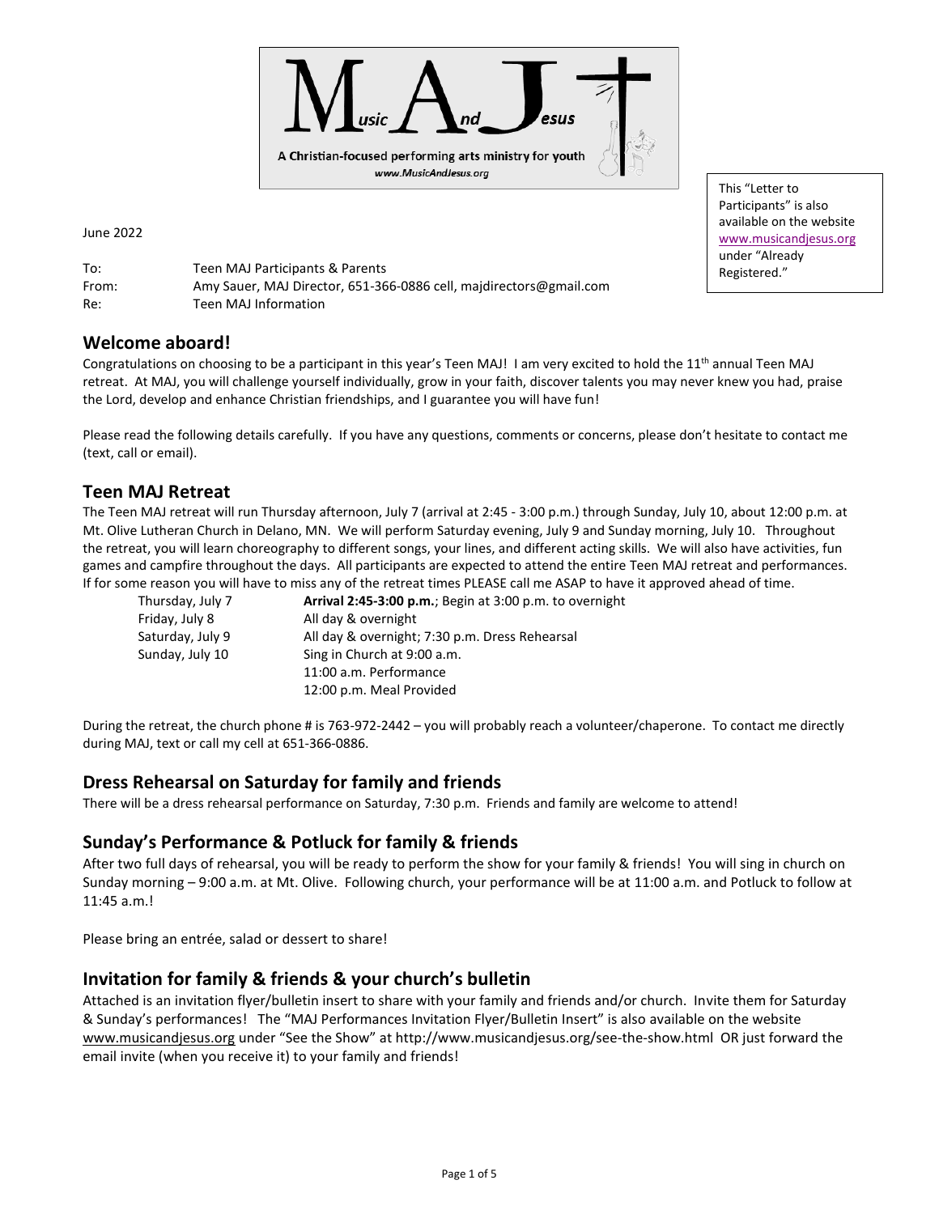**M**usic **A**nd **J**esus

A Christian-focused performing arts ministry for youth

www.MusicAndJesus.org

This "Letter to Participants" is also available on the website www.musicandjesus.org under "Already Registered."

June 2022

To: Teen MAJ Participants & Parents
From: Amy Sauer, MAJ Director, 651-366-0886 cell, majdirectors@gmail.com
Re: Teen MAJ Information

## Welcome aboard!

Congratulations on choosing to be a participant in this year's Teen MAJ! I am very excited to hold the 11th annual Teen MAJ retreat. At MAJ, you will challenge yourself individually, grow in your faith, discover talents you may never knew you had, praise the Lord, develop and enhance Christian friendships, and I guarantee you will have fun!

Please read the following details carefully. If you have any questions, comments or concerns, please don't hesitate to contact me (text, call or email).

## Teen MAJ Retreat

The Teen MAJ retreat will run Thursday afternoon, July 7 (arrival at 2:45 - 3:00 p.m.) through Sunday, July 10, about 12:00 p.m. at Mt. Olive Lutheran Church in Delano, MN. We will perform Saturday evening, July 9 and Sunday morning, July 10. Throughout the retreat, you will learn choreography to different songs, your lines, and different acting skills. We will also have activities, fun games and campfire throughout the days. All participants are expected to attend the entire Teen MAJ retreat and performances. If for some reason you will have to miss any of the retreat times PLEASE call me ASAP to have it approved ahead of time.

| | |
|---|---|
| Thursday, July 7 | **Arrival 2:45-3:00 p.m.**; Begin at 3:00 p.m. to overnight |
| Friday, July 8 | All day & overnight |
| Saturday, July 9 | All day & overnight; 7:30 p.m. Dress Rehearsal |
| Sunday, July 10 | Sing in Church at 9:00 a.m.<br>11:00 a.m. Performance<br>12:00 p.m. Meal Provided |

During the retreat, the church phone # is 763-972-2442 – you will probably reach a volunteer/chaperone. To contact me directly during MAJ, text or call my cell at 651-366-0886.

## Dress Rehearsal on Saturday for family and friends

There will be a dress rehearsal performance on Saturday, 7:30 p.m. Friends and family are welcome to attend!

## Sunday's Performance & Potluck for family & friends

After two full days of rehearsal, you will be ready to perform the show for your family & friends! You will sing in church on Sunday morning – 9:00 a.m. at Mt. Olive. Following church, your performance will be at 11:00 a.m. and Potluck to follow at 11:45 a.m.!

Please bring an entrée, salad or dessert to share!

## Invitation for family & friends & your church's bulletin

Attached is an invitation flyer/bulletin insert to share with your family and friends and/or church. Invite them for Saturday & Sunday's performances! The "MAJ Performances Invitation Flyer/Bulletin Insert" is also available on the website www.musicandjesus.org under "See the Show" at http://www.musicandjesus.org/see-the-show.html OR just forward the email invite (when you receive it) to your family and friends!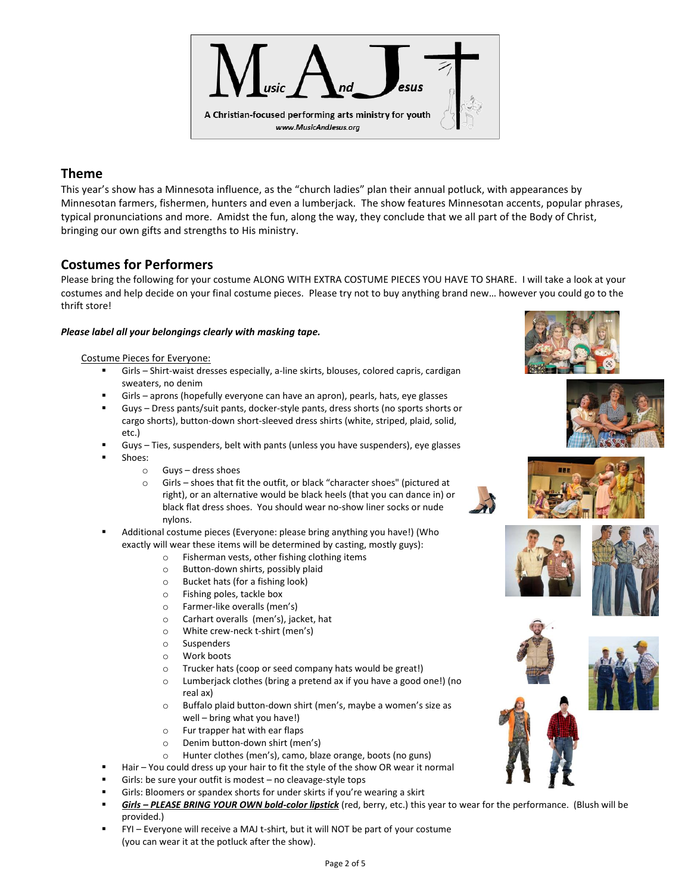## Theme

This year's show has a Minnesota influence, as the "church ladies" plan their annual potluck, with appearances by Minnesotan farmers, fishermen, hunters and even a lumberjack. The show features Minnesotan accents, popular phrases, typical pronunciations and more. Amidst the fun, along the way, they conclude that we all part of the Body of Christ, bringing our own gifts and strengths to His ministry.

## Costumes for Performers

Please bring the following for your costume ALONG WITH EXTRA COSTUME PIECES YOU HAVE TO SHARE. I will take a look at your costumes and help decide on your final costume pieces. Please try not to buy anything brand new… however you could go to the thrift store!

***Please label all your belongings clearly with masking tape.***

Costume Pieces for Everyone:

- Girls – Shirt-waist dresses especially, a-line skirts, blouses, colored capris, cardigan sweaters, no denim
- Girls – aprons (hopefully everyone can have an apron), pearls, hats, eye glasses
- Guys – Dress pants/suit pants, docker-style pants, dress shorts (no sports shorts or cargo shorts), button-down short-sleeved dress shirts (white, striped, plaid, solid, etc.)
- Guys – Ties, suspenders, belt with pants (unless you have suspenders), eye glasses
- Shoes:
  - Guys – dress shoes
  - Girls – shoes that fit the outfit, or black "character shoes" (pictured at right), or an alternative would be black heels (that you can dance in) or black flat dress shoes. You should wear no-show liner socks or nude nylons.
- Additional costume pieces (Everyone: please bring anything you have!) (Who exactly will wear these items will be determined by casting, mostly guys):
  - Fisherman vests, other fishing clothing items
  - Button-down shirts, possibly plaid
  - Bucket hats (for a fishing look)
  - Fishing poles, tackle box
  - Farmer-like overalls (men's)
  - Carhart overalls (men's), jacket, hat
  - White crew-neck t-shirt (men's)
  - Suspenders
  - Work boots
  - Trucker hats (coop or seed company hats would be great!)
  - Lumberjack clothes (bring a pretend ax if you have a good one!) (no real ax)
  - Buffalo plaid button-down shirt (men's, maybe a women's size as well – bring what you have!)
  - Fur trapper hat with ear flaps
  - Denim button-down shirt (men's)
  - Hunter clothes (men's), camo, blaze orange, boots (no guns)
- Hair – You could dress up your hair to fit the style of the show OR wear it normal
- Girls: be sure your outfit is modest – no cleavage-style tops
- Girls: Bloomers or spandex shorts for under skirts if you're wearing a skirt
- ***Girls – PLEASE BRING YOUR OWN bold-color lipstick*** (red, berry, etc.) this year to wear for the performance. (Blush will be provided.)
- FYI – Everyone will receive a MAJ t-shirt, but it will NOT be part of your costume (you can wear it at the potluck after the show).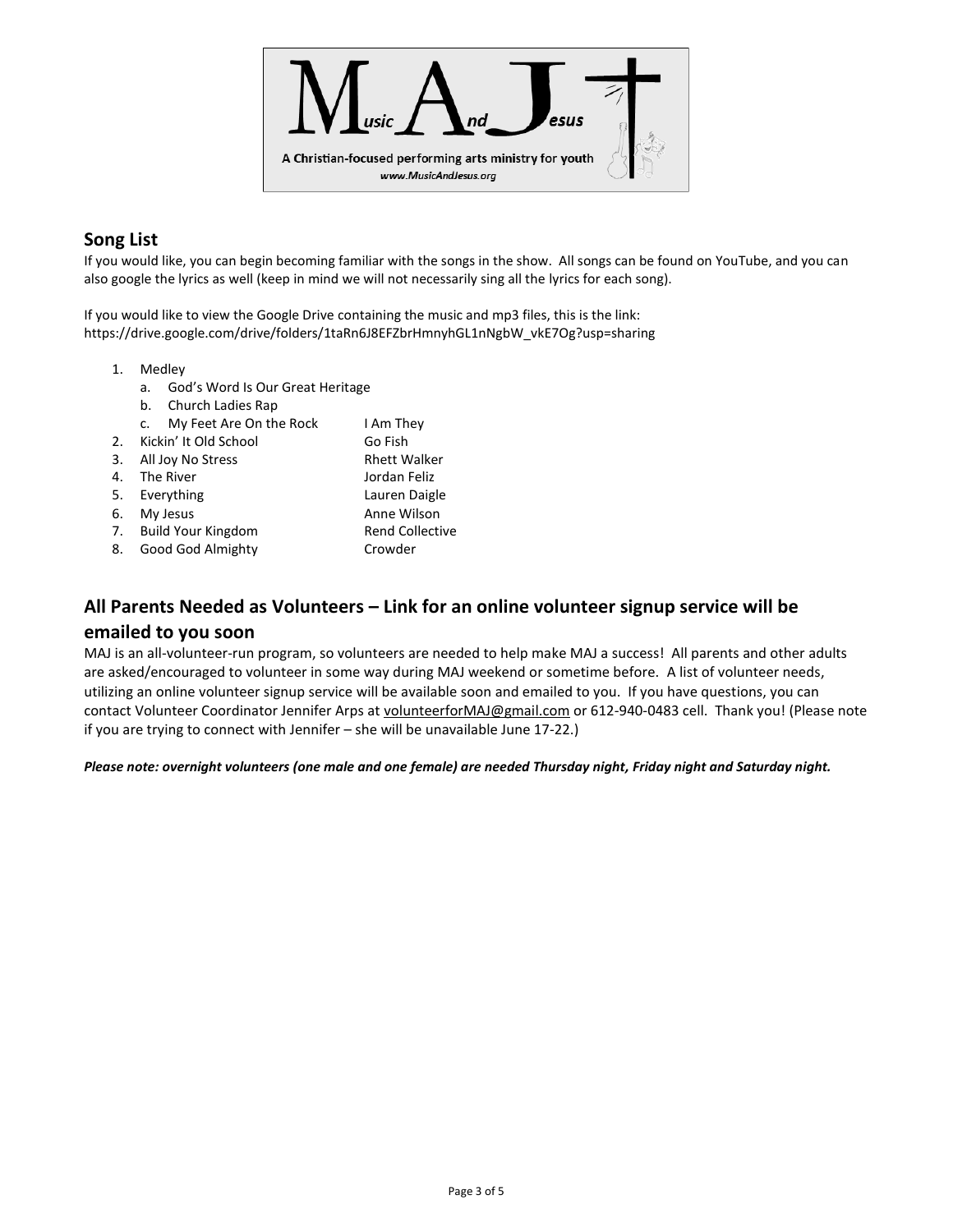**M**usic **A**nd **J**esus

A Christian-focused performing arts ministry for youth

www.MusicAndJesus.org

## Song List

If you would like, you can begin becoming familiar with the songs in the show. All songs can be found on YouTube, and you can also google the lyrics as well (keep in mind we will not necessarily sing all the lyrics for each song).

If you would like to view the Google Drive containing the music and mp3 files, this is the link: https://drive.google.com/drive/folders/1taRn6J8EFZbrHmnyhGL1nNgbW_vkE7Og?usp=sharing

1. Medley
   a. God's Word Is Our Great Heritage
   b. Church Ladies Rap
   c. My Feet Are On the Rock — I Am They
2. Kickin' It Old School — Go Fish
3. All Joy No Stress — Rhett Walker
4. The River — Jordan Feliz
5. Everything — Lauren Daigle
6. My Jesus — Anne Wilson
7. Build Your Kingdom — Rend Collective
8. Good God Almighty — Crowder

## All Parents Needed as Volunteers – Link for an online volunteer signup service will be emailed to you soon

MAJ is an all-volunteer-run program, so volunteers are needed to help make MAJ a success! All parents and other adults are asked/encouraged to volunteer in some way during MAJ weekend or sometime before. A list of volunteer needs, utilizing an online volunteer signup service will be available soon and emailed to you. If you have questions, you can contact Volunteer Coordinator Jennifer Arps at volunteerforMAJ@gmail.com or 612-940-0483 cell. Thank you! (Please note if you are trying to connect with Jennifer – she will be unavailable June 17-22.)

***Please note: overnight volunteers (one male and one female) are needed Thursday night, Friday night and Saturday night.***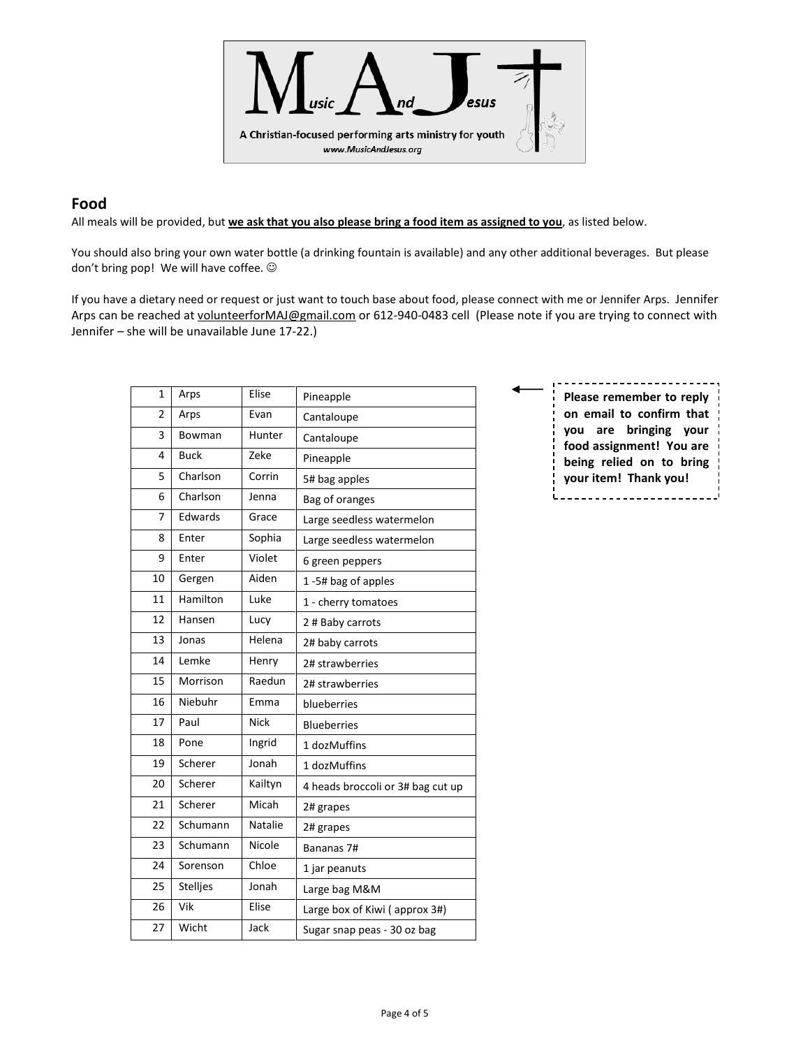Music And Jesus

A Christian-focused performing arts ministry for youth

www.MusicAndJesus.org

## Food

All meals will be provided, but **we ask that you also please bring a food item as assigned to you**, as listed below.

You should also bring your own water bottle (a drinking fountain is available) and any other additional beverages. But please don't bring pop! We will have coffee. ☺

If you have a dietary need or request or just want to touch base about food, please connect with me or Jennifer Arps. Jennifer Arps can be reached at volunteerforMAJ@gmail.com or 612-940-0483 cell (Please note if you are trying to connect with Jennifer – she will be unavailable June 17-22.)

**Please remember to reply on email to confirm that you are bringing your food assignment! You are being relied on to bring your item! Thank you!**

| # | Last Name | First Name | Food Item |
|---|---|---|---|
| 1 | Arps | Elise | Pineapple |
| 2 | Arps | Evan | Cantaloupe |
| 3 | Bowman | Hunter | Cantaloupe |
| 4 | Buck | Zeke | Pineapple |
| 5 | Charlson | Corrin | 5# bag apples |
| 6 | Charlson | Jenna | Bag of oranges |
| 7 | Edwards | Grace | Large seedless watermelon |
| 8 | Enter | Sophia | Large seedless watermelon |
| 9 | Enter | Violet | 6 green peppers |
| 10 | Gergen | Aiden | 1 -5# bag of apples |
| 11 | Hamilton | Luke | 1 - cherry tomatoes |
| 12 | Hansen | Lucy | 2 # Baby carrots |
| 13 | Jonas | Helena | 2# baby carrots |
| 14 | Lemke | Henry | 2# strawberries |
| 15 | Morrison | Raedun | 2# strawberries |
| 16 | Niebuhr | Emma | blueberries |
| 17 | Paul | Nick | Blueberries |
| 18 | Pone | Ingrid | 1 dozMuffins |
| 19 | Scherer | Jonah | 1 dozMuffins |
| 20 | Scherer | Kailtyn | 4 heads broccoli or 3# bag cut up |
| 21 | Scherer | Micah | 2# grapes |
| 22 | Schumann | Natalie | 2# grapes |
| 23 | Schumann | Nicole | Bananas 7# |
| 24 | Sorenson | Chloe | 1 jar peanuts |
| 25 | Stelljes | Jonah | Large bag M&M |
| 26 | Vik | Elise | Large box of Kiwi ( approx 3#) |
| 27 | Wicht | Jack | Sugar snap peas - 30 oz bag |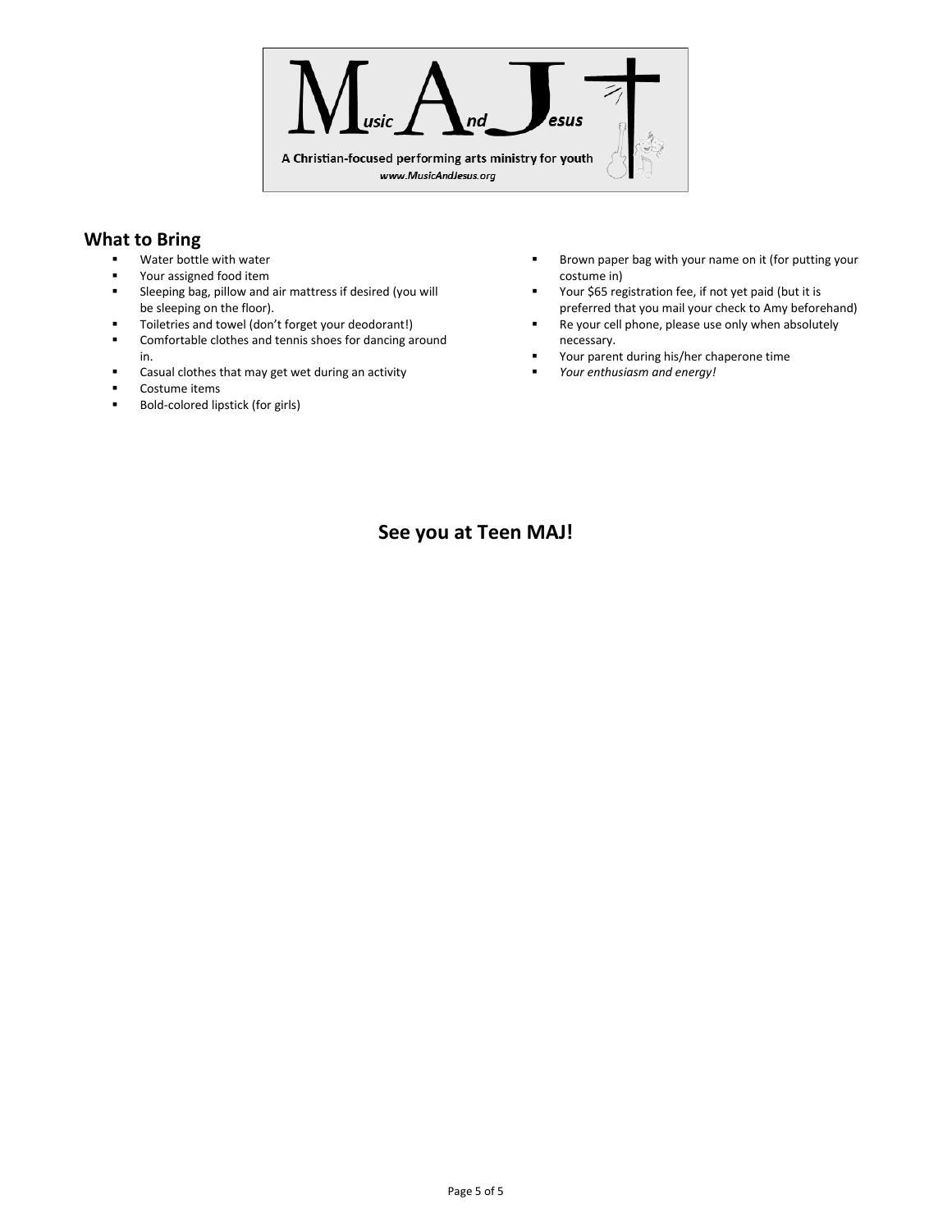Music And Jesus

A Christian-focused performing arts ministry for youth

www.MusicAndJesus.org

## What to Bring

- Water bottle with water
- Your assigned food item
- Sleeping bag, pillow and air mattress if desired (you will be sleeping on the floor).
- Toiletries and towel (don't forget your deodorant!)
- Comfortable clothes and tennis shoes for dancing around in.
- Casual clothes that may get wet during an activity
- Costume items
- Bold-colored lipstick (for girls)
- Brown paper bag with your name on it (for putting your costume in)
- Your $65 registration fee, if not yet paid (but it is preferred that you mail your check to Amy beforehand)
- Re your cell phone, please use only when absolutely necessary.
- Your parent during his/her chaperone time
- *Your enthusiasm and energy!*

**See you at Teen MAJ!**